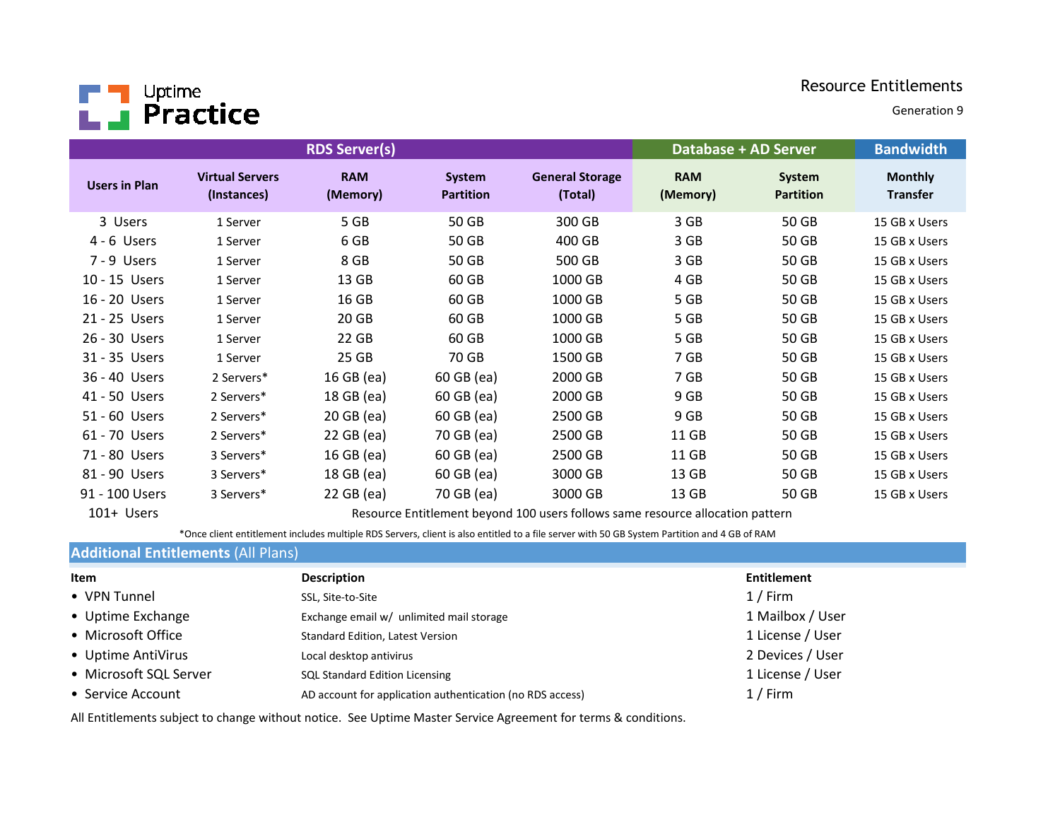# Uptime Practice

## Resource Entitlements

Generation 9

| | RDS Server(s) | | | | Database + AD Server | | Bandwidth |
|---|---|---|---|---|---|---|---|
| **Users in Plan** | **Virtual Servers (Instances)** | **RAM (Memory)** | **System Partition** | **General Storage (Total)** | **RAM (Memory)** | **System Partition** | **Monthly Transfer** |
| 3 Users | 1 Server | 5 GB | 50 GB | 300 GB | 3 GB | 50 GB | 15 GB x Users |
| 4 - 6 Users | 1 Server | 6 GB | 50 GB | 400 GB | 3 GB | 50 GB | 15 GB x Users |
| 7 - 9 Users | 1 Server | 8 GB | 50 GB | 500 GB | 3 GB | 50 GB | 15 GB x Users |
| 10 - 15 Users | 1 Server | 13 GB | 60 GB | 1000 GB | 4 GB | 50 GB | 15 GB x Users |
| 16 - 20 Users | 1 Server | 16 GB | 60 GB | 1000 GB | 5 GB | 50 GB | 15 GB x Users |
| 21 - 25 Users | 1 Server | 20 GB | 60 GB | 1000 GB | 5 GB | 50 GB | 15 GB x Users |
| 26 - 30 Users | 1 Server | 22 GB | 60 GB | 1000 GB | 5 GB | 50 GB | 15 GB x Users |
| 31 - 35 Users | 1 Server | 25 GB | 70 GB | 1500 GB | 7 GB | 50 GB | 15 GB x Users |
| 36 - 40 Users | 2 Servers* | 16 GB (ea) | 60 GB (ea) | 2000 GB | 7 GB | 50 GB | 15 GB x Users |
| 41 - 50 Users | 2 Servers* | 18 GB (ea) | 60 GB (ea) | 2000 GB | 9 GB | 50 GB | 15 GB x Users |
| 51 - 60 Users | 2 Servers* | 20 GB (ea) | 60 GB (ea) | 2500 GB | 9 GB | 50 GB | 15 GB x Users |
| 61 - 70 Users | 2 Servers* | 22 GB (ea) | 70 GB (ea) | 2500 GB | 11 GB | 50 GB | 15 GB x Users |
| 71 - 80 Users | 3 Servers* | 16 GB (ea) | 60 GB (ea) | 2500 GB | 11 GB | 50 GB | 15 GB x Users |
| 81 - 90 Users | 3 Servers* | 18 GB (ea) | 60 GB (ea) | 3000 GB | 13 GB | 50 GB | 15 GB x Users |
| 91 - 100 Users | 3 Servers* | 22 GB (ea) | 70 GB (ea) | 3000 GB | 13 GB | 50 GB | 15 GB x Users |
| 101+ Users | Resource Entitlement beyond 100 users follows same resource allocation pattern | | | | | | |

*Once client entitlement includes multiple RDS Servers, client is also entitled to a file server with 50 GB System Partition and 4 GB of RAM

## Additional Entitlements (All Plans)

| Item | Description | Entitlement |
|---|---|---|
| • VPN Tunnel | SSL, Site-to-Site | 1 / Firm |
| • Uptime Exchange | Exchange email w/ unlimited mail storage | 1 Mailbox / User |
| • Microsoft Office | Standard Edition, Latest Version | 1 License / User |
| • Uptime AntiVirus | Local desktop antivirus | 2 Devices / User |
| • Microsoft SQL Server | SQL Standard Edition Licensing | 1 License / User |
| • Service Account | AD account for application authentication (no RDS access) | 1 / Firm |

All Entitlements subject to change without notice. See Uptime Master Service Agreement for terms & conditions.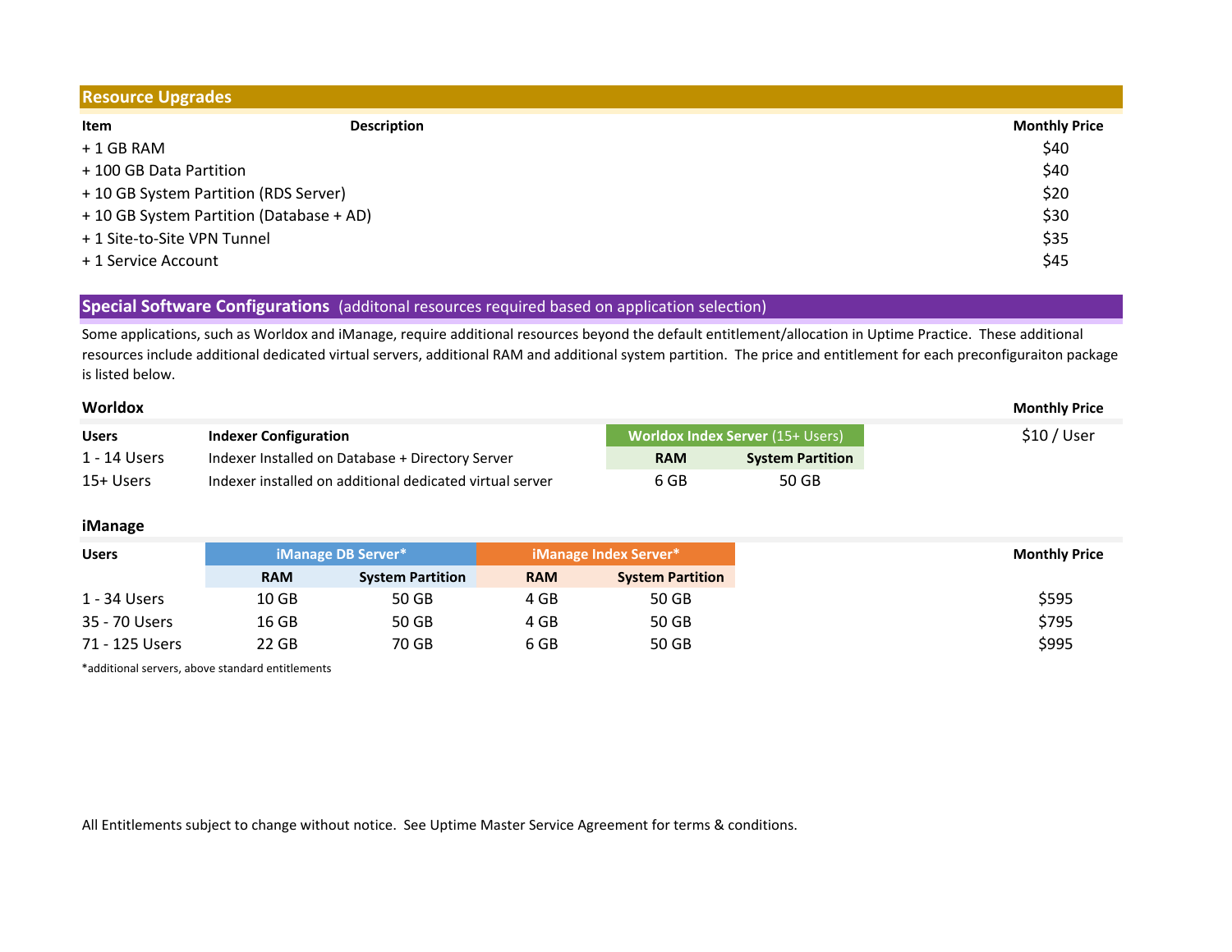## Resource Upgrades

| Item | Description | Monthly Price |
|---|---|---|
| + 1 GB RAM | | $40 |
| + 100 GB Data Partition | | $40 |
| + 10 GB System Partition (RDS Server) | | $20 |
| + 10 GB System Partition (Database + AD) | | $30 |
| + 1 Site-to-Site VPN Tunnel | | $35 |
| + 1 Service Account | | $45 |

## Special Software Configurations (additonal resources required based on application selection)

Some applications, such as Worldox and iManage, require additional resources beyond the default entitlement/allocation in Uptime Practice. These additional resources include additional dedicated virtual servers, additional RAM and additional system partition. The price and entitlement for each preconfiguraiton package is listed below.

### Worldox

| Users | Indexer Configuration | Worldox Index Server (15+ Users) | | Monthly Price |
|---|---|---|---|---|
| | | RAM | System Partition | $10 / User |
| 1 - 14 Users | Indexer Installed on Database + Directory Server | | | |
| 15+ Users | Indexer installed on additional dedicated virtual server | 6 GB | 50 GB | |

### iManage

| Users | iManage DB Server* | | iManage Index Server* | | Monthly Price |
|---|---|---|---|---|---|
| | RAM | System Partition | RAM | System Partition | |
| 1 - 34 Users | 10 GB | 50 GB | 4 GB | 50 GB | $595 |
| 35 - 70 Users | 16 GB | 50 GB | 4 GB | 50 GB | $795 |
| 71 - 125 Users | 22 GB | 70 GB | 6 GB | 50 GB | $995 |

*additional servers, above standard entitlements

All Entitlements subject to change without notice. See Uptime Master Service Agreement for terms & conditions.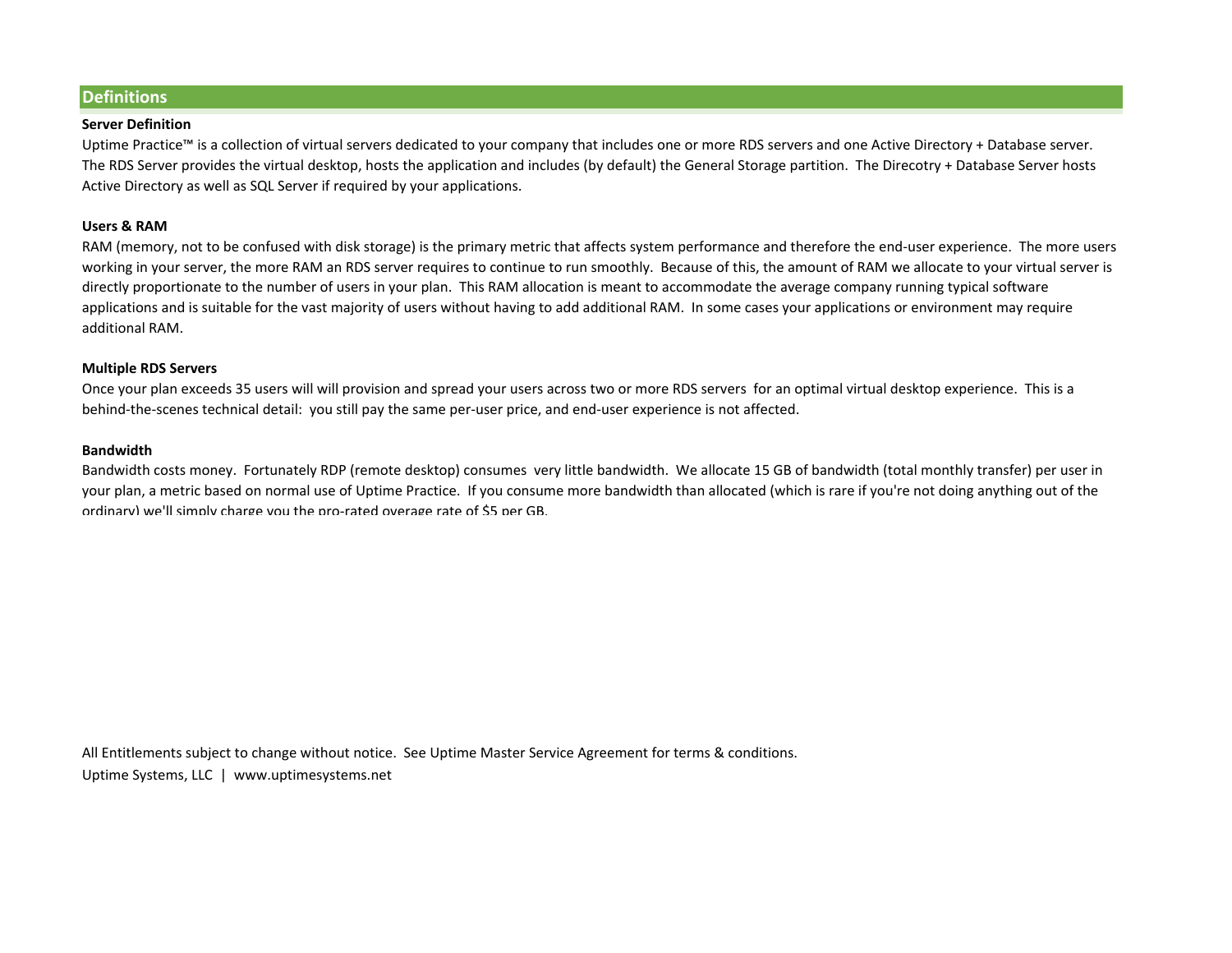## Definitions

**Server Definition**

Uptime Practice™ is a collection of virtual servers dedicated to your company that includes one or more RDS servers and one Active Directory + Database server. The RDS Server provides the virtual desktop, hosts the application and includes (by default) the General Storage partition. The Direcotry + Database Server hosts Active Directory as well as SQL Server if required by your applications.

**Users & RAM**

RAM (memory, not to be confused with disk storage) is the primary metric that affects system performance and therefore the end-user experience. The more users working in your server, the more RAM an RDS server requires to continue to run smoothly. Because of this, the amount of RAM we allocate to your virtual server is directly proportionate to the number of users in your plan. This RAM allocation is meant to accommodate the average company running typical software applications and is suitable for the vast majority of users without having to add additional RAM. In some cases your applications or environment may require additional RAM.

**Multiple RDS Servers**

Once your plan exceeds 35 users will will provision and spread your users across two or more RDS servers for an optimal virtual desktop experience. This is a behind-the-scenes technical detail: you still pay the same per-user price, and end-user experience is not affected.

**Bandwidth**

Bandwidth costs money. Fortunately RDP (remote desktop) consumes very little bandwidth. We allocate 15 GB of bandwidth (total monthly transfer) per user in your plan, a metric based on normal use of Uptime Practice. If you consume more bandwidth than allocated (which is rare if you're not doing anything out of the ordinary) we'll simply charge you the pro-rated overage rate of $5 per GB.

All Entitlements subject to change without notice. See Uptime Master Service Agreement for terms & conditions.

Uptime Systems, LLC | www.uptimesystems.net